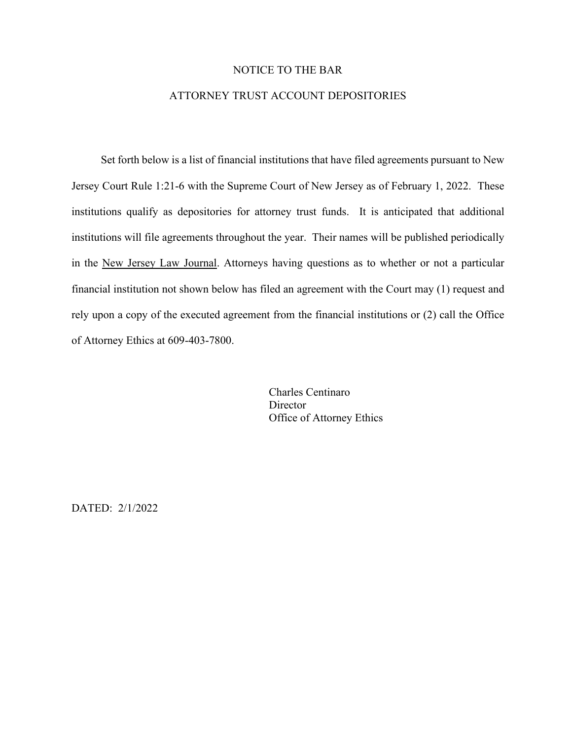# NOTICE TO THE BAR

## ATTORNEY TRUST ACCOUNT DEPOSITORIES

Set forth below is a list of financial institutions that have filed agreements pursuant to New Jersey Court Rule 1:21-6 with the Supreme Court of New Jersey as of February 1, 2022. These institutions qualify as depositories for attorney trust funds. It is anticipated that additional institutions will file agreements throughout the year. Their names will be published periodically in the New Jersey Law Journal. Attorneys having questions as to whether or not a particular financial institution not shown below has filed an agreement with the Court may (1) request and rely upon a copy of the executed agreement from the financial institutions or (2) call the Office of Attorney Ethics at 609-403-7800.

Charles Centinaro  
Director  
Office of Attorney Ethics

DATED: 2/1/2022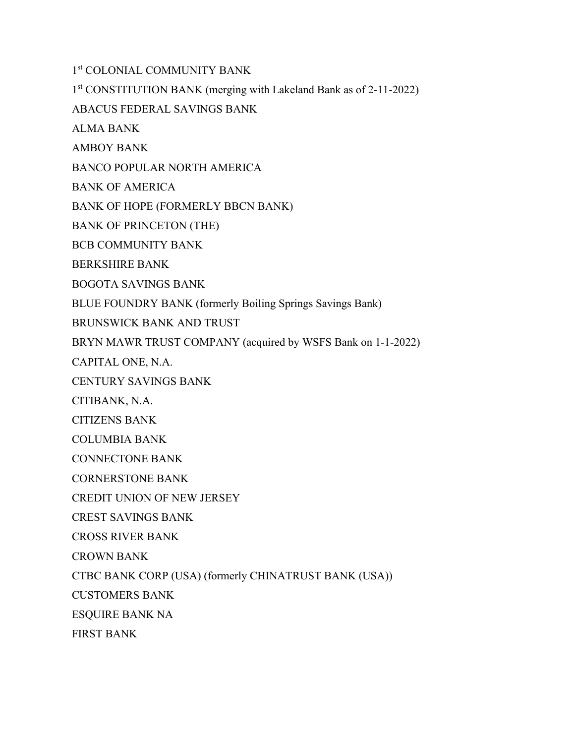1st COLONIAL COMMUNITY BANK

1st CONSTITUTION BANK (merging with Lakeland Bank as of 2-11-2022)

ABACUS FEDERAL SAVINGS BANK

ALMA BANK

AMBOY BANK

BANCO POPULAR NORTH AMERICA

BANK OF AMERICA

BANK OF HOPE (FORMERLY BBCN BANK)

BANK OF PRINCETON (THE)

BCB COMMUNITY BANK

BERKSHIRE BANK

BOGOTA SAVINGS BANK

BLUE FOUNDRY BANK (formerly Boiling Springs Savings Bank)

BRUNSWICK BANK AND TRUST

BRYN MAWR TRUST COMPANY (acquired by WSFS Bank on 1-1-2022)

CAPITAL ONE, N.A.

CENTURY SAVINGS BANK

CITIBANK, N.A.

CITIZENS BANK

COLUMBIA BANK

CONNECTONE BANK

CORNERSTONE BANK

CREDIT UNION OF NEW JERSEY

CREST SAVINGS BANK

CROSS RIVER BANK

CROWN BANK

CTBC BANK CORP (USA) (formerly CHINATRUST BANK (USA))

CUSTOMERS BANK

ESQUIRE BANK NA

FIRST BANK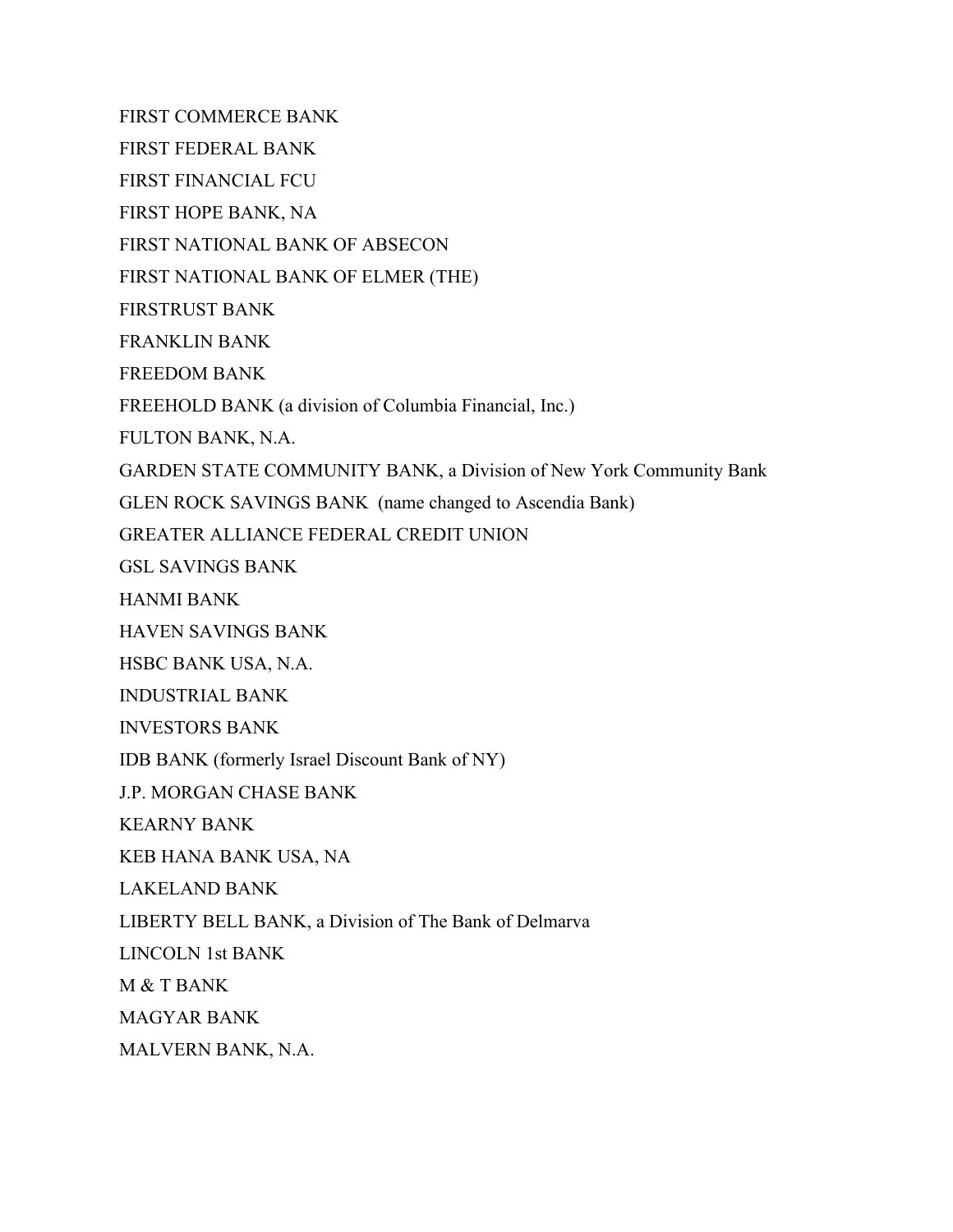FIRST COMMERCE BANK

FIRST FEDERAL BANK

FIRST FINANCIAL FCU

FIRST HOPE BANK, NA

FIRST NATIONAL BANK OF ABSECON

FIRST NATIONAL BANK OF ELMER (THE)

FIRSTRUST BANK

FRANKLIN BANK

FREEDOM BANK

FREEHOLD BANK (a division of Columbia Financial, Inc.)

FULTON BANK, N.A.

GARDEN STATE COMMUNITY BANK, a Division of New York Community Bank

GLEN ROCK SAVINGS BANK (name changed to Ascendia Bank)

GREATER ALLIANCE FEDERAL CREDIT UNION

GSL SAVINGS BANK

HANMI BANK

HAVEN SAVINGS BANK

HSBC BANK USA, N.A.

INDUSTRIAL BANK

INVESTORS BANK

IDB BANK (formerly Israel Discount Bank of NY)

J.P. MORGAN CHASE BANK

KEARNY BANK

KEB HANA BANK USA, NA

LAKELAND BANK

LIBERTY BELL BANK, a Division of The Bank of Delmarva

LINCOLN 1st BANK

M & T BANK

MAGYAR BANK

MALVERN BANK, N.A.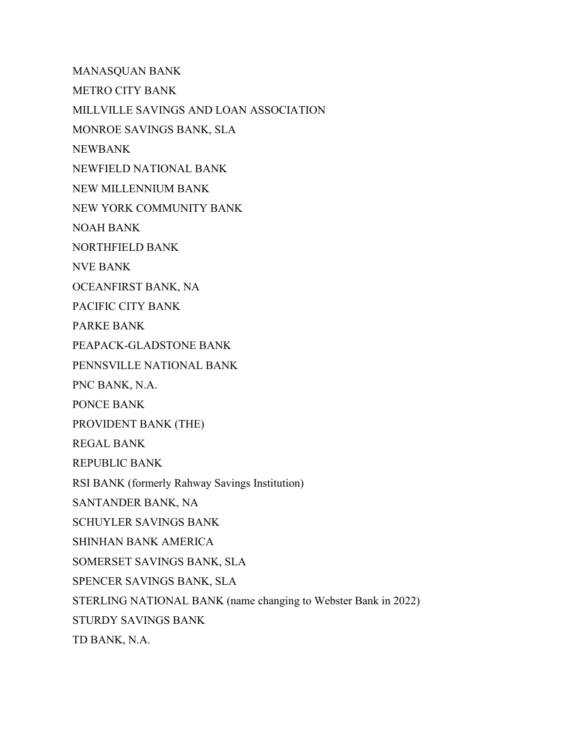MANASQUAN BANK

METRO CITY BANK

MILLVILLE SAVINGS AND LOAN ASSOCIATION

MONROE SAVINGS BANK, SLA

NEWBANK

NEWFIELD NATIONAL BANK

NEW MILLENNIUM BANK

NEW YORK COMMUNITY BANK

NOAH BANK

NORTHFIELD BANK

NVE BANK

OCEANFIRST BANK, NA

PACIFIC CITY BANK

PARKE BANK

PEAPACK-GLADSTONE BANK

PENNSVILLE NATIONAL BANK

PNC BANK, N.A.

PONCE BANK

PROVIDENT BANK (THE)

REGAL BANK

REPUBLIC BANK

RSI BANK (formerly Rahway Savings Institution)

SANTANDER BANK, NA

SCHUYLER SAVINGS BANK

SHINHAN BANK AMERICA

SOMERSET SAVINGS BANK, SLA

SPENCER SAVINGS BANK, SLA

STERLING NATIONAL BANK (name changing to Webster Bank in 2022)

STURDY SAVINGS BANK

TD BANK, N.A.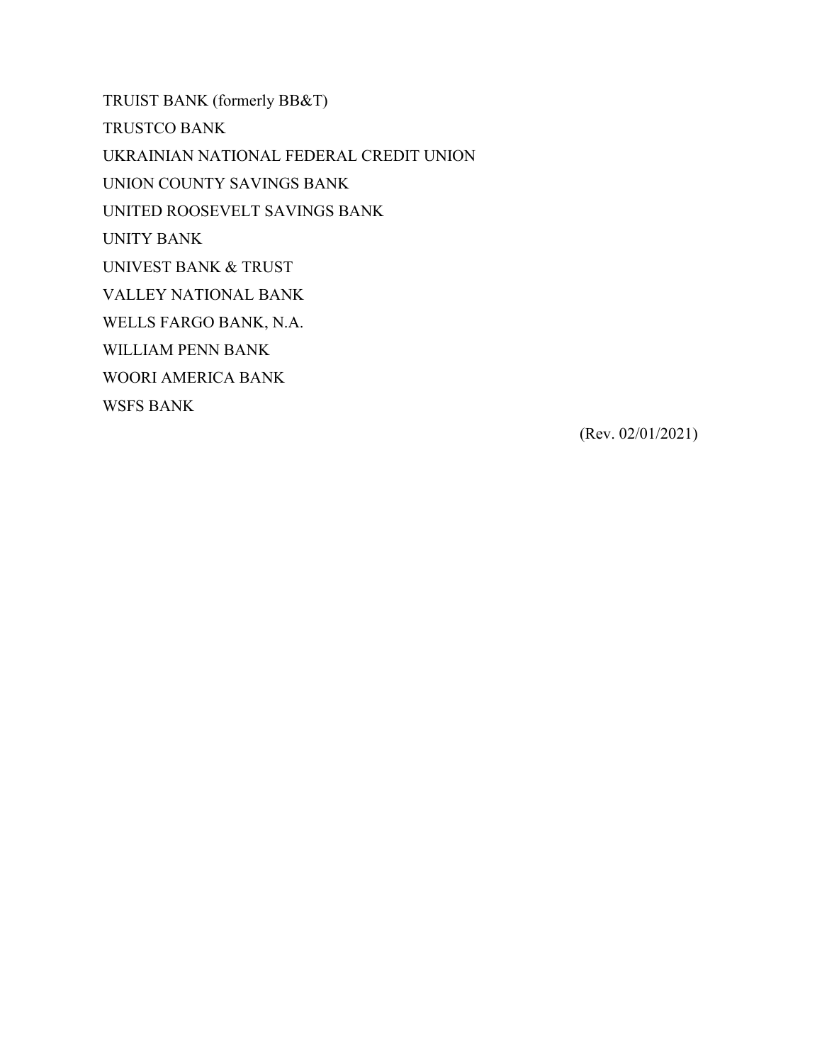TRUIST BANK (formerly BB&T)

TRUSTCO BANK

UKRAINIAN NATIONAL FEDERAL CREDIT UNION

UNION COUNTY SAVINGS BANK

UNITED ROOSEVELT SAVINGS BANK

UNITY BANK

UNIVEST BANK & TRUST

VALLEY NATIONAL BANK

WELLS FARGO BANK, N.A.

WILLIAM PENN BANK

WOORI AMERICA BANK

WSFS BANK

(Rev. 02/01/2021)